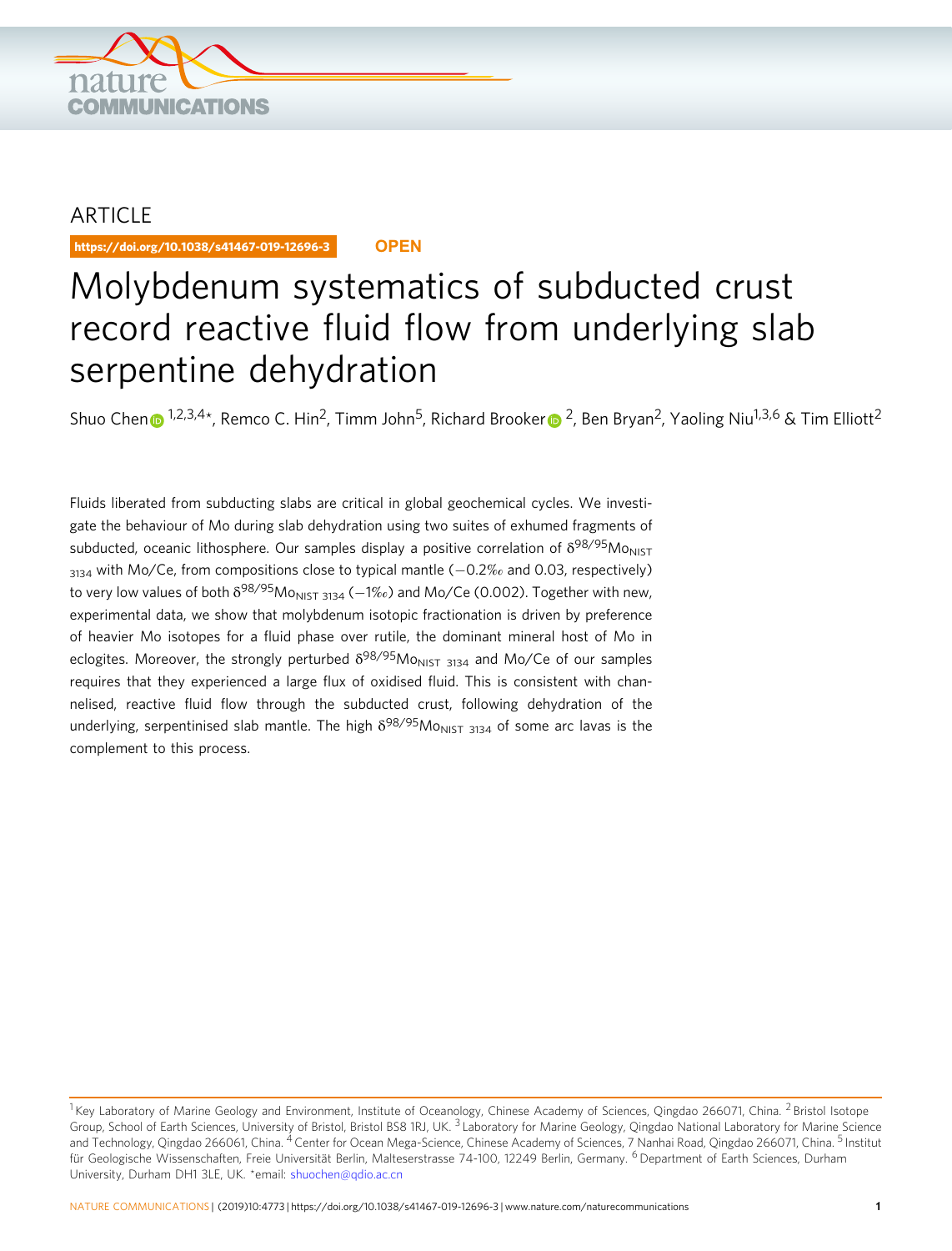ARTICLE

https://doi.org/10.1038/s41467-019-12696-3 **OPEN**

# Molybdenum systematics of subducted crust record reactive fluid flow from underlying slab serpentine dehydration

Shuo Chen[1,2,3,4*], Remco C. Hin[2], Timm John[5], Richard Brooker[2], Ben Bryan[2], Yaoling Niu[1,3,6] & Tim Elliott[2]

Fluids liberated from subducting slabs are critical in global geochemical cycles. We investigate the behaviour of Mo during slab dehydration using two suites of exhumed fragments of subducted, oceanic lithosphere. Our samples display a positive correlation of $\delta^{98/95}Mo_{NIST\ 3134}$ with Mo/Ce, from compositions close to typical mantle (−0.2‰ and 0.03, respectively) to very low values of both $\delta^{98/95}Mo_{NIST\ 3134}$ (−1‰) and Mo/Ce (0.002). Together with new, experimental data, we show that molybdenum isotopic fractionation is driven by preference of heavier Mo isotopes for a fluid phase over rutile, the dominant mineral host of Mo in eclogites. Moreover, the strongly perturbed $\delta^{98/95}Mo_{NIST\ 3134}$ and Mo/Ce of our samples requires that they experienced a large flux of oxidised fluid. This is consistent with channelised, reactive fluid flow through the subducted crust, following dehydration of the underlying, serpentinised slab mantle. The high $\delta^{98/95}Mo_{NIST\ 3134}$ of some arc lavas is the complement to this process.

[1] Key Laboratory of Marine Geology and Environment, Institute of Oceanology, Chinese Academy of Sciences, Qingdao 266071, China. [2] Bristol Isotope Group, School of Earth Sciences, University of Bristol, Bristol BS8 1RJ, UK. [3] Laboratory for Marine Geology, Qingdao National Laboratory for Marine Science and Technology, Qingdao 266061, China. [4] Center for Ocean Mega-Science, Chinese Academy of Sciences, 7 Nanhai Road, Qingdao 266071, China. [5] Institut für Geologische Wissenschaften, Freie Universität Berlin, Malteserstrasse 74-100, 12249 Berlin, Germany. [6] Department of Earth Sciences, Durham University, Durham DH1 3LE, UK. *email: shuochen@qdio.ac.cn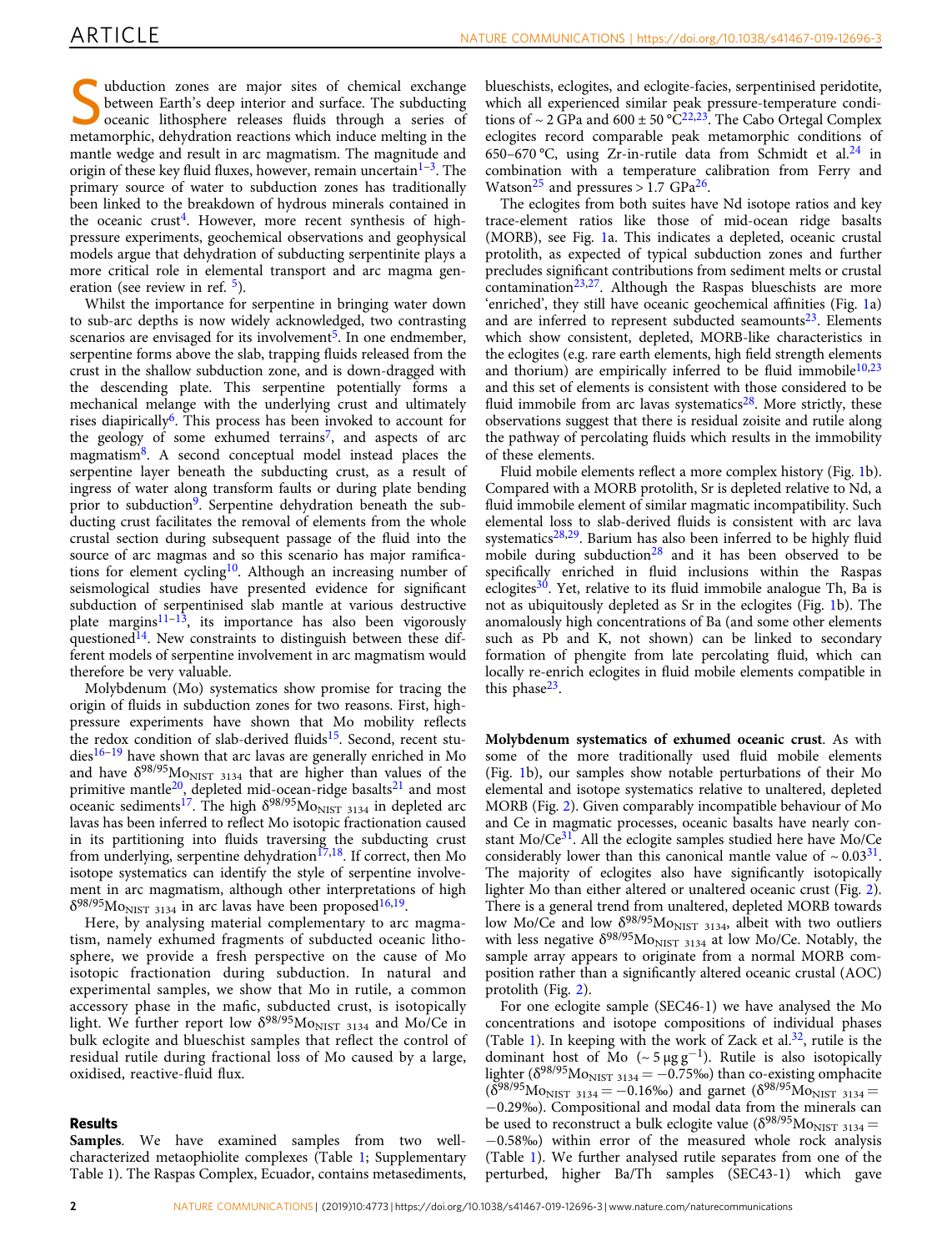Subduction zones are major sites of chemical exchange between Earth's deep interior and surface. The subducting oceanic lithosphere releases fluids through a series of metamorphic, dehydration reactions which induce melting in the mantle wedge and result in arc magmatism. The magnitude and origin of these key fluid fluxes, however, remain uncertain[1–3]. The primary source of water to subduction zones has traditionally been linked to the breakdown of hydrous minerals contained in the oceanic crust[4]. However, more recent synthesis of high-pressure experiments, geochemical observations and geophysical models argue that dehydration of subducting serpentinite plays a more critical role in elemental transport and arc magma generation (see review in ref. [5]).

Whilst the importance for serpentine in bringing water down to sub-arc depths is now widely acknowledged, two contrasting scenarios are envisaged for its involvement[5]. In one endmember, serpentine forms above the slab, trapping fluids released from the crust in the shallow subduction zone, and is down-dragged with the descending plate. This serpentine potentially forms a mechanical melange with the underlying crust and ultimately rises diapirically[6]. This process has been invoked to account for the geology of some exhumed terrains[7], and aspects of arc magmatism[8]. A second conceptual model instead places the serpentine layer beneath the subducting crust, as a result of ingress of water along transform faults or during plate bending prior to subduction[9]. Serpentine dehydration beneath the subducting crust facilitates the removal of elements from the whole crustal section during subsequent passage of the fluid into the source of arc magmas and so this scenario has major ramifications for element cycling[10]. Although an increasing number of seismological studies have presented evidence for significant subduction of serpentinised slab mantle at various destructive plate margins[11–13], its importance has also been vigorously questioned[14]. New constraints to distinguish between these different models of serpentine involvement in arc magmatism would therefore be very valuable.

Molybdenum (Mo) systematics show promise for tracing the origin of fluids in subduction zones for two reasons. First, high-pressure experiments have shown that Mo mobility reflects the redox condition of slab-derived fluids[15]. Second, recent studies[16–19] have shown that arc lavas are generally enriched in Mo and have $\delta^{98/95}Mo_{NIST\ 3134}$ that are higher than values of the primitive mantle[20], depleted mid-ocean-ridge basalts[21] and most oceanic sediments[17]. The high $\delta^{98/95}Mo_{NIST\ 3134}$ in depleted arc lavas has been inferred to reflect Mo isotopic fractionation caused in its partitioning into fluids traversing the subducting crust from underlying, serpentine dehydration[17,18]. If correct, then Mo isotope systematics can identify the style of serpentine involvement in arc magmatism, although other interpretations of high $\delta^{98/95}Mo_{NIST\ 3134}$ in arc lavas have been proposed[16,19].

Here, by analysing material complementary to arc magmatism, namely exhumed fragments of subducted oceanic lithosphere, we provide a fresh perspective on the cause of Mo isotopic fractionation during subduction. In natural and experimental samples, we show that Mo in rutile, a common accessory phase in the mantle, subducted crust, is isotopically light. We further report low $\delta^{98/95}Mo_{NIST\ 3134}$ and Mo/Ce in bulk eclogite and blueschist samples that reflect the control of residual rutile during fractional loss of Mo caused by a large, oxidised, reactive-fluid flux.

## Results

**Samples**. We have examined samples from two well-characterized metaophiolite complexes (Table 1; Supplementary Table 1). The Raspas Complex, Ecuador, contains metasediments, blueschists, eclogites, and eclogite-facies, serpentinised peridotite, which all experienced similar peak pressure-temperature conditions of ~ 2 GPa and 600 ± 50 °C[22,23]. The Cabo Ortegal Complex eclogites record comparable peak metamorphic conditions of 650–670 °C, using Zr-in-rutile data from Schmidt et al.[24] in combination with a temperature calibration from Ferry and Watson[25] and pressures > 1.7 GPa[26].

The eclogites from both suites have Nd isotope ratios and key trace-element ratios like those of mid-ocean ridge basalts (MORB), see Fig. 1a. This indicates a depleted, oceanic crustal protolith, as expected of typical subduction zones and further precludes significant contributions from sediment melts or crustal contamination[23,27]. Although the Raspas blueschists are more 'enriched', they still have oceanic geochemical affinities (Fig. 1a) and are inferred to represent subducted seamounts[23]. Elements which show consistent, depleted, MORB-like characteristics in the eclogites (e.g. rare earth elements, high field strength elements and thorium) are empirically inferred to be fluid immobile[10,23] and this set of elements is consistent with those considered to be fluid immobile from arc lavas systematics[28]. More strictly, these observations suggest that there is residual zoisite and rutile along the pathway of percolating fluids which results in the immobility of these elements.

Fluid mobile elements reflect a more complex history (Fig. 1b). Compared with a MORB protolith, Sr is depleted relative to Nd, a fluid immobile element of similar magmatic incompatibility. Such elemental loss to slab-derived fluids is consistent with arc lava systematics[28,29]. Barium has also been inferred to be highly fluid mobile during subduction[28] and it has been observed to be specifically enriched in fluid inclusions within the Raspas eclogites[30]. Yet, relative to its fluid immobile analogue Th, Ba is not as ubiquitously depleted as Sr in the eclogites (Fig. 1b). The anomalously high concentrations of Ba (and some other elements such as Pb and K, not shown) can be linked to secondary formation of phengite from late percolating fluid, which can locally re-enrich eclogites in fluid mobile elements compatible in this phase[23].

**Molybdenum systematics of exhumed oceanic crust**. As with some of the more traditionally used fluid mobile elements (Fig. 1b), our samples show notable perturbations of their Mo elemental and isotope systematics relative to unaltered, depleted MORB (Fig. 2). Given comparably incompatible behaviour of Mo and Ce in magmatic processes, oceanic basalts have nearly constant Mo/Ce[31]. All the eclogite samples studied here have Mo/Ce considerably lower than this canonical mantle value of ~ 0.03[31]. The majority of eclogites also have significantly isotopically lighter Mo than either altered or unaltered oceanic crust (Fig. 2). There is a general trend from unaltered, depleted MORB towards low Mo/Ce and low $\delta^{98/95}Mo_{NIST\ 3134}$, albeit with two outliers with less negative $\delta^{98/95}Mo_{NIST\ 3134}$ at low Mo/Ce. Notably, the sample array appears to originate from a normal MORB composition rather than a significantly altered oceanic crustal (AOC) protolith (Fig. 2).

For one eclogite sample (SEC46-1) we have analysed the Mo concentrations and isotope compositions of individual phases (Table 1). In keeping with the work of Zack et al.[32], rutile is the dominant host of Mo (~ 5 μg g$^{-1}$). Rutile is also isotopically lighter ($\delta^{98/95}Mo_{NIST\ 3134} = -0.75$‰) than co-existing omphacite ($\delta^{98/95}Mo_{NIST\ 3134} = -0.16$‰) and garnet ($\delta^{98/95}Mo_{NIST\ 3134} = -0.29$‰). Compositional and modal data from the minerals can be used to reconstruct a bulk eclogite value ($\delta^{98/95}Mo_{NIST\ 3134} = -0.58$‰) within error of the measured whole rock analysis (Table 1). We further analysed rutile separates from one of the perturbed, higher Ba/Th samples (SEC43-1) which gave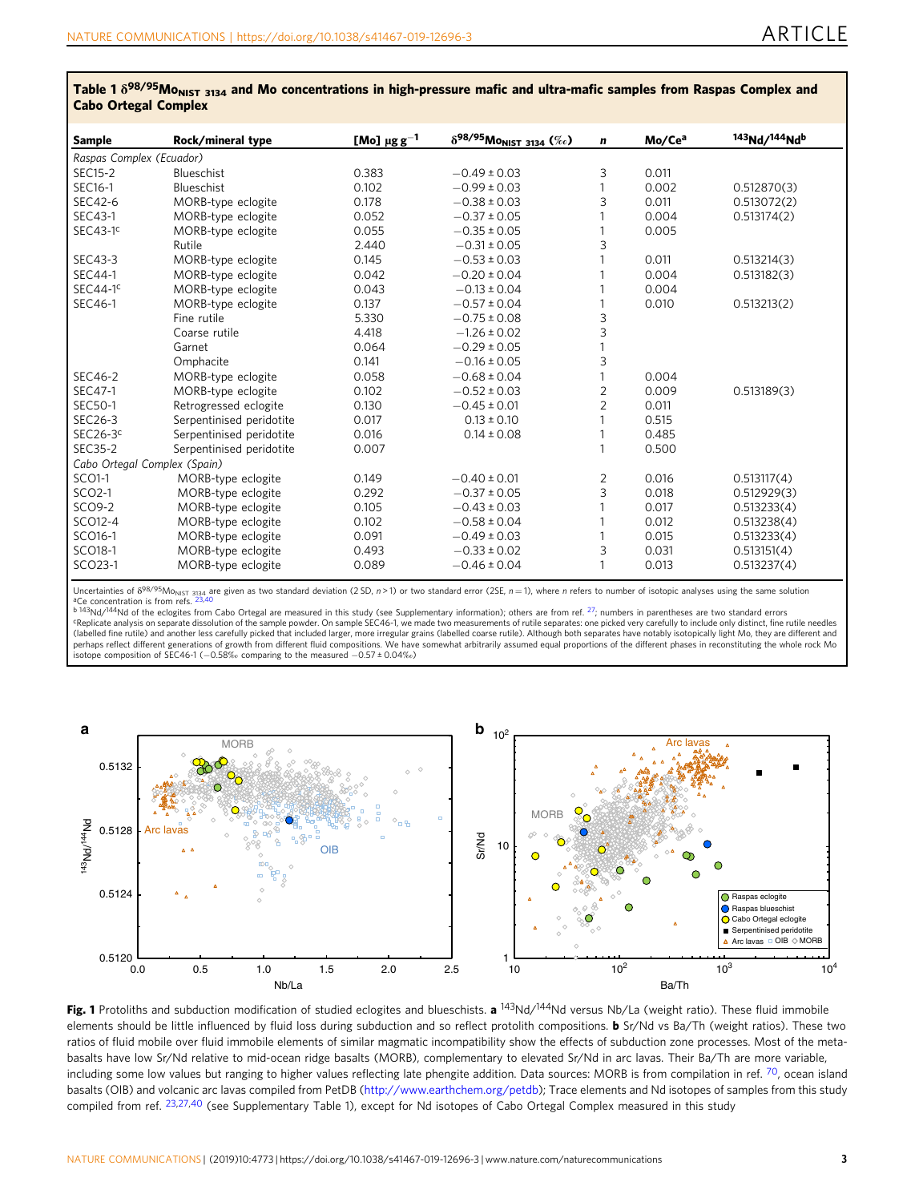**Table 1 $\delta^{98/95}Mo_{NIST\ 3134}$ and Mo concentrations in high-pressure mafic and ultra-mafic samples from Raspas Complex and Cabo Ortegal Complex**

| Sample | Rock/mineral type | [Mo] $\mu g\ g^{-1}$ | $\delta^{98/95}Mo_{NIST\ 3134}$ (‰) | *n* | Mo/Ce[a] | $^{143}Nd/^{144}Nd$[b] |
|---|---|---|---|---|---|---|
| *Raspas Complex (Ecuador)* | | | | | | |
| SEC15-2 | Blueschist | 0.383 | −0.49 ± 0.03 | 3 | 0.011 | |
| SEC16-1 | Blueschist | 0.102 | −0.99 ± 0.03 | 1 | 0.002 | 0.512870(3) |
| SEC42-6 | MORB-type eclogite | 0.178 | −0.38 ± 0.03 | 3 | 0.011 | 0.513072(2) |
| SEC43-1 | MORB-type eclogite | 0.052 | −0.37 ± 0.05 | 1 | 0.004 | 0.513174(2) |
| SEC43-1[c] | MORB-type eclogite | 0.055 | −0.35 ± 0.05 | 1 | 0.005 | |
| | Rutile | 2.440 | −0.31 ± 0.05 | 3 | | |
| SEC43-3 | MORB-type eclogite | 0.145 | −0.53 ± 0.03 | 1 | 0.011 | 0.513214(3) |
| SEC44-1 | MORB-type eclogite | 0.042 | −0.20 ± 0.04 | 1 | 0.004 | 0.513182(3) |
| SEC44-1[c] | MORB-type eclogite | 0.043 | −0.13 ± 0.04 | 1 | 0.004 | |
| SEC46-1 | MORB-type eclogite | 0.137 | −0.57 ± 0.04 | 1 | 0.010 | 0.513213(2) |
| | Fine rutile | 5.330 | −0.75 ± 0.08 | 3 | | |
| | Coarse rutile | 4.418 | −1.26 ± 0.02 | 3 | | |
| | Garnet | 0.064 | −0.29 ± 0.05 | 1 | | |
| | Omphacite | 0.141 | −0.16 ± 0.05 | 3 | | |
| SEC46-2 | MORB-type eclogite | 0.058 | −0.68 ± 0.04 | 1 | 0.004 | |
| SEC47-1 | MORB-type eclogite | 0.102 | −0.52 ± 0.03 | 2 | 0.009 | 0.513189(3) |
| SEC50-1 | Retrogressed eclogite | 0.130 | −0.45 ± 0.01 | 2 | 0.011 | |
| SEC26-3 | Serpentinised peridotite | 0.017 | 0.13 ± 0.10 | 1 | 0.515 | |
| SEC26-3[c] | Serpentinised peridotite | 0.016 | 0.14 ± 0.08 | 1 | 0.485 | |
| SEC35-2 | Serpentinised peridotite | 0.007 | | 1 | 0.500 | |
| *Cabo Ortegal Complex (Spain)* | | | | | | |
| SCO1-1 | MORB-type eclogite | 0.149 | −0.40 ± 0.01 | 2 | 0.016 | 0.513117(4) |
| SCO2-1 | MORB-type eclogite | 0.292 | −0.37 ± 0.05 | 3 | 0.018 | 0.512929(3) |
| SCO9-2 | MORB-type eclogite | 0.105 | −0.43 ± 0.03 | 1 | 0.017 | 0.513233(4) |
| SCO12-4 | MORB-type eclogite | 0.102 | −0.58 ± 0.04 | 1 | 0.012 | 0.513238(4) |
| SCO16-1 | MORB-type eclogite | 0.091 | −0.49 ± 0.03 | 1 | 0.015 | 0.513233(4) |
| SCO18-1 | MORB-type eclogite | 0.493 | −0.33 ± 0.02 | 3 | 0.031 | 0.513151(4) |
| SCO23-1 | MORB-type eclogite | 0.089 | −0.46 ± 0.04 | 1 | 0.013 | 0.513237(4) |

Uncertainties of $\delta^{98/95}Mo_{NIST\ 3134}$ are given as two standard deviation (2 SD, $n > 1$) or two standard error (2SE, $n = 1$), where *n* refers to number of isotopic analyses using the same solution
[a]Ce concentration is from refs. [23,40]
[b] $^{143}Nd/^{144}Nd$ of the eclogites from Cabo Ortegal are measured in this study (see Supplementary information); others are from ref. [27]; numbers in parentheses are two standard errors
[c]Replicate analysis on separate dissolution of the sample powder. On sample SEC46-1, we made two measurements of rutile separates: one picked very carefully to include only distinct, fine rutile needles (labelled fine rutile) and another less carefully picked that included larger, more irregular grains (labelled coarse rutile). Although both separates have notably isotopically light Mo, they are different and perhaps reflect different generations of growth from different fluid compositions. We have somewhat arbitrarily assumed equal proportions of the different phases in reconstituting the whole rock Mo isotope composition of SEC46-1 (−0.58‰ comparing to the measured −0.57 ± 0.04‰)

**Fig. 1** Protoliths and subduction modification of studied eclogites and blueschists. **a** $^{143}Nd/^{144}Nd$ versus Nb/La (weight ratio). These fluid immobile elements should be little influenced by fluid loss during subduction and so reflect protolith compositions. **b** Sr/Nd vs Ba/Th (weight ratios). These two ratios of fluid mobile over fluid immobile elements of similar magmatic incompatibility show the effects of subduction zone processes. Most of the meta-basalts have low Sr/Nd relative to mid-ocean ridge basalts (MORB), complementary to elevated Sr/Nd in arc lavas. Their Ba/Th are more variable, including some low values but ranging to higher values reflecting late phengite addition. Data sources: MORB is from compilation in ref. [70], ocean island basalts (OIB) and volcanic arc lavas compiled from PetDB (http://www.earthchem.org/petdb); Trace elements and Nd isotopes of samples from this study compiled from ref. [23,27,40] (see Supplementary Table 1), except for Nd isotopes of Cabo Ortegal Complex measured in this study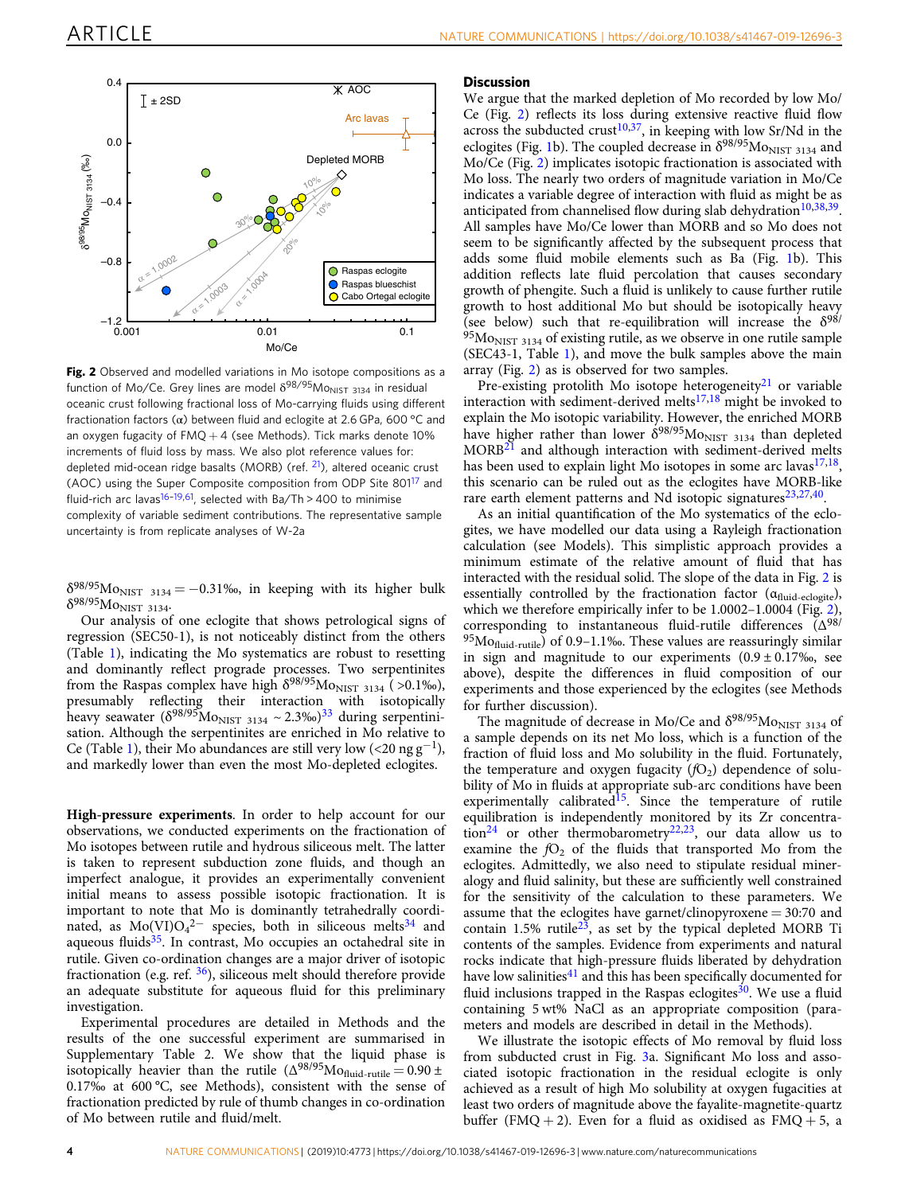**Fig. 2** Observed and modelled variations in Mo isotope compositions as a function of Mo/Ce. Grey lines are model $\delta^{98/95}Mo_{NIST\ 3134}$ in residual oceanic crust following fractional loss of Mo-carrying fluids using different fractionation factors ($\alpha$) between fluid and eclogite at 2.6 GPa, 600 °C and an oxygen fugacity of FMQ + 4 (see Methods). Tick marks denote 10% increments of fluid loss by mass. We also plot reference values for: depleted mid-ocean ridge basalts (MORB) (ref. [21]), altered oceanic crust (AOC) using the Super Composite composition from ODP Site 801[17] and fluid-rich arc lavas[16–19,61], selected with Ba/Th > 400 to minimise complexity of variable sediment contributions. The representative sample uncertainty is from replicate analyses of W-2a

$\delta^{98/95}Mo_{NIST\ 3134} = -0.31$‰, in keeping with its higher bulk $\delta^{98/95}Mo_{NIST\ 3134}$.

Our analysis of one eclogite that shows petrological signs of regression (SEC50-1), is not noticeably distinct from the others (Table 1), indicating the Mo systematics are robust to resetting and dominantly reflect prograde processes. Two serpentinites from the Raspas complex have high $\delta^{98/95}Mo_{NIST\ 3134}$ (>0.1‰), presumably reflecting their interaction with isotopically heavy seawater ($\delta^{98/95}Mo_{NIST\ 3134}$ ~ 2.3‰)[33] during serpentinisation. Although the serpentinites are enriched in Mo relative to Ce (Table 1), their Mo abundances are still very low (<20 ng $g^{-1}$), and markedly lower than even the most Mo-depleted eclogites.

**High-pressure experiments**. In order to help account for our observations, we conducted experiments on the fractionation of Mo isotopes between rutile and hydrous siliceous melt. The latter is taken to represent subduction zone fluids, and though an imperfect analogue, it provides an experimentally convenient initial means to assess possible isotopic fractionation. It is important to note that Mo is dominantly tetrahedrally coordinated, as $Mo(VI)O_4^{2-}$ species, both in siliceous melts[34] and aqueous fluids[35]. In contrast, Mo occupies an octahedral site in rutile. Given co-ordination changes are a major driver of isotopic fractionation (e.g. ref. [36]), siliceous melt should therefore provide an adequate substitute for aqueous fluid for this preliminary investigation.

Experimental procedures are detailed in Methods and the results of the one successful experiment are summarised in Supplementary Table 2. We show that the liquid phase is isotopically heavier than the rutile ($\Delta^{98/95}Mo_{fluid\text{-}rutile} = 0.90 \pm 0.17$‰ at 600 °C, see Methods), consistent with the sense of fractionation predicted by rule of thumb changes in co-ordination of Mo between rutile and fluid/melt.

## Discussion

We argue that the marked depletion of Mo recorded by low Mo/Ce (Fig. 2) reflects its loss during extensive reactive fluid flow across the subducted crust[10,37], in keeping with low Sr/Nd in the eclogites (Fig. 1b). The coupled decrease in $\delta^{98/95}Mo_{NIST\ 3134}$ and Mo/Ce (Fig. 2) implicates isotopic fractionation is associated with Mo loss. The nearly two orders of magnitude variation in Mo/Ce indicates a variable degree of interaction with fluid as might be as anticipated from channelised flow during slab dehydration[10,38,39]. All samples have Mo/Ce lower than MORB and so Mo does not seem to be significantly affected by the subsequent process that adds some fluid mobile elements such as Ba (Fig. 1b). This addition reflects late fluid percolation that causes secondary growth of phengite. Such a fluid is unlikely to cause further rutile growth to host additional Mo but should be isotopically heavy (see below) such that re-equilibration will increase the $\delta^{98/95}Mo_{NIST\ 3134}$ of existing rutile, as we observe in one rutile sample (SEC43-1, Table 1), and move the bulk samples above the main array (Fig. 2) as is observed for two samples.

Pre-existing protolith Mo isotope heterogeneity[21] or variable interaction with sediment-derived melts[17,18] might be invoked to explain the Mo isotopic variability. However, the enriched MORB have higher rather than lower $\delta^{98/95}Mo_{NIST\ 3134}$ than depleted MORB[21] and although interaction with sediment-derived melts has been used to explain light Mo isotopes in some arc lavas[17,18], this scenario can be ruled out as the eclogites have MORB-like rare earth element patterns and Nd isotopic signatures[23,27,40].

As an initial quantification of the Mo systematics of the eclogites, we have modelled our data using a Rayleigh fractionation calculation (see Models). This simplistic approach provides a minimum estimate of the relative amount of fluid that has interacted with the residual solid. The slope of the data in Fig. 2 is essentially controlled by the fractionation factor ($\alpha_{fluid\text{-}eclogite}$), which we therefore empirically infer to be 1.0002–1.0004 (Fig. 2), corresponding to instantaneous fluid-rutile differences ($\Delta^{98/95}Mo_{fluid\text{-}rutile}$) of 0.9–1.1‰. These values are reassuringly similar in sign and magnitude to our experiments (0.9 ± 0.17‰, see above), despite the differences in fluid composition of our experiments and those experienced by the eclogites (see Methods for further discussion).

The magnitude of decrease in Mo/Ce and $\delta^{98/95}Mo_{NIST\ 3134}$ of a sample depends on its net Mo loss, which is a function of the fraction of fluid loss and Mo solubility in the fluid. Fortunately, the temperature and oxygen fugacity ($fO_2$) dependence of solubility of Mo in fluids at appropriate sub-arc conditions have been experimentally calibrated[15]. Since the temperature of rutile equilibration is independently monitored by its Zr concentration[24] or other thermobarometry[22,23], our data allow us to examine the $fO_2$ of the fluids that transported Mo from the eclogites. Admittedly, we also need to stipulate residual mineralogy and fluid salinity, but these are sufficiently well constrained for the sensitivity of the calculation to these parameters. We assume that the eclogites have garnet/clinopyroxene = 30:70 and contain 1.5% rutile[23], as set by the typical depleted MORB Ti contents of the samples. Evidence from experiments and natural rocks indicate that high-pressure fluids liberated by dehydration have low salinities[41] and this has been specifically documented for fluid inclusions trapped in the Raspas eclogites[30]. We use a fluid containing 5 wt% NaCl as an appropriate composition (parameters and models are described in detail in the Methods).

We illustrate the isotopic effects of Mo removal by fluid loss from subducted crust in Fig. 3a. Significant Mo loss and associated isotopic fractionation in the residual eclogite is only achieved as a result of high Mo solubility at oxygen fugacities at least two orders of magnitude above the fayalite-magnetite-quartz buffer (FMQ + 2). Even for a fluid as oxidised as FMQ + 5, a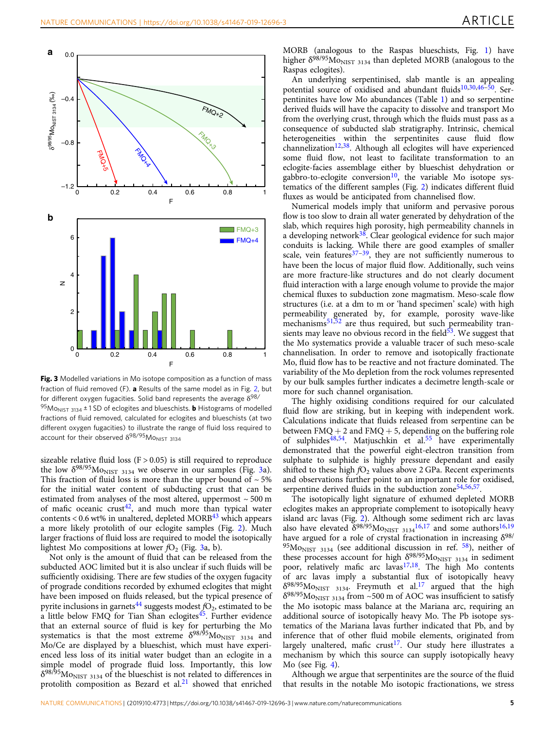**Fig. 3** Modelled variations in Mo isotope composition as a function of mass fraction of fluid removed (F). **a** Results of the same model as in Fig. 2, but for different oxygen fugacities. Solid band represents the average $\delta^{98/95}Mo_{NIST\ 3134}$ ± 1 SD of eclogites and blueschists. **b** Histograms of modelled fractions of fluid removed, calculated for eclogites and blueschists (at two different oxygen fugacities) to illustrate the range of fluid loss required to account for their observed $\delta^{98/95}Mo_{NIST\ 3134}$

sizeable relative fluid loss (F > 0.05) is still required to reproduce the low $\delta^{98/95}Mo_{NIST\ 3134}$ we observe in our samples (Fig. 3a). This fraction of fluid loss is more than the upper bound of ~ 5% for the initial water content of subducting crust that can be estimated from analyses of the most altered, uppermost ~ 500 m of mafic oceanic crust[42], and much more than typical water contents < 0.6 wt% in unaltered, depleted MORB[43] which appears a more likely protolith of our eclogite samples (Fig. 2). Much larger fractions of fluid loss are required to model the isotopically lightest Mo compositions at lower $fO_2$ (Fig. 3a, b).

Not only is the amount of fluid that can be released from the subducted AOC limited but it is also unclear if such fluids will be sufficiently oxidising. There are few studies of the oxygen fugacity of prograde conditions recorded by exhumed eclogites that might have been imposed on fluids released, but the typical presence of pyrite inclusions in garnets[44] suggests modest $fO_2$, estimated to be a little below FMQ for Tian Shan eclogites[45]. Further evidence that an external source of fluid is key for perturbing the Mo systematics is that the most extreme $\delta^{98/95}Mo_{NIST\ 3134}$ and Mo/Ce are displayed by a blueschist, which must have experienced less loss of its initial water budget than an eclogite in a simple model of prograde fluid loss. Importantly, this low $\delta^{98/95}Mo_{NIST\ 3134}$ of the blueschist is not related to differences in protolith composition as Bezard et al.[21] showed that enriched MORB (analogous to the Raspas blueschists, Fig. 1) have higher $\delta^{98/95}Mo_{NIST\ 3134}$ than depleted MORB (analogous to the Raspas eclogites).

An underlying serpentinised, slab mantle is an appealing potential source of oxidised and abundant fluids[10,30,46–50]. Serpentinites have low Mo abundances (Table 1) and so serpentine derived fluids will have the capacity to dissolve and transport Mo from the overlying crust, through which the fluids must pass as a consequence of subducted slab stratigraphy. Intrinsic, chemical heterogeneities within the serpentinites cause fluid flow channelization[12,38]. Although all eclogites will have experienced some fluid flow, not least to facilitate transformation to an eclogite-facies assemblage either by blueschist dehydration or gabbro-to-eclogite conversion[10], the variable Mo isotope systematics of the different samples (Fig. 2) indicates different fluid fluxes as would be anticipated from channelised flow.

Numerical models imply that uniform and pervasive porous flow is too slow to drain all water generated by dehydration of the slab, which requires high porosity, high permeability channels in a developing network[38]. Clear geological evidence for such major conduits is lacking. While there are good examples of smaller scale, vein features[37–39], they are not sufficiently numerous to have been the locus of major fluid flow. Additionally, such veins are more fracture-like structures and do not clearly document fluid interaction with a large enough volume to provide the major chemical fluxes to subduction zone magmatism. Meso-scale flow structures (i.e. at a dm to m or 'hand specimen' scale) with high permeability generated by, for example, porosity wave-like mechanisms[51,52] are thus required, but such permeability transients may leave no obvious record in the field[53]. We suggest that the Mo systematics provide a valuable tracer of such meso-scale channelisation. In order to remove and isotopically fractionate Mo, fluid flow has to be reactive and not fracture dominated. The variability of the Mo depletion from the rock volumes represented by our bulk samples further indicates a decimetre length-scale or more for such channel organisation.

The highly oxidising conditions required for our calculated fluid flow are striking, but in keeping with independent work. Calculations indicate that fluids released from serpentine can be between FMQ + 2 and FMQ + 5, depending on the buffering role of sulphides[48,54]. Matjuschkin et al.[55] have experimentally demonstrated that the powerful eight-electron transition from sulphate to sulphide is highly pressure dependant and easily shifted to these high $fO_2$ values above 2 GPa. Recent experiments and observations further point to an important role for oxidised, serpentine derived fluids in the subduction zone[54,56,57].

The isotopically light signature of exhumed depleted MORB eclogites makes an appropriate complement to isotopically heavy island arc lavas (Fig. 2). Although some sediment rich arc lavas also have elevated $\delta^{98/95}Mo_{NIST\ 3134}$[16,17] and some authors[16,19] have argued for a role of crystal fractionation in increasing $\delta^{98/95}Mo_{NIST\ 3134}$ (see additional discussion in ref. [58]), neither of these processes account for high $\delta^{98/95}Mo_{NIST\ 3134}$ in sediment poor, relatively mafic arc lavas[17,18]. The high Mo contents of arc lavas imply a substantial flux of isotopically heavy $\delta^{98/95}Mo_{NIST\ 3134}$. Freymuth et al.[17] argued that the high $\delta^{98/95}Mo_{NIST\ 3134}$ from ~500 m of AOC was insufficient to satisfy the Mo isotopic mass balance at the Mariana arc, requiring an additional source of isotopically heavy Mo. The Pb isotope systematics of the Mariana lavas further indicated that Pb, and by inference that of other fluid mobile elements, originated from largely unaltered, mafic crust[17]. Our study here illustrates a mechanism by which this source can supply isotopically heavy Mo (see Fig. 4).

Although we argue that serpentinites are the source of the fluid that results in the notable Mo isotopic fractionations, we stress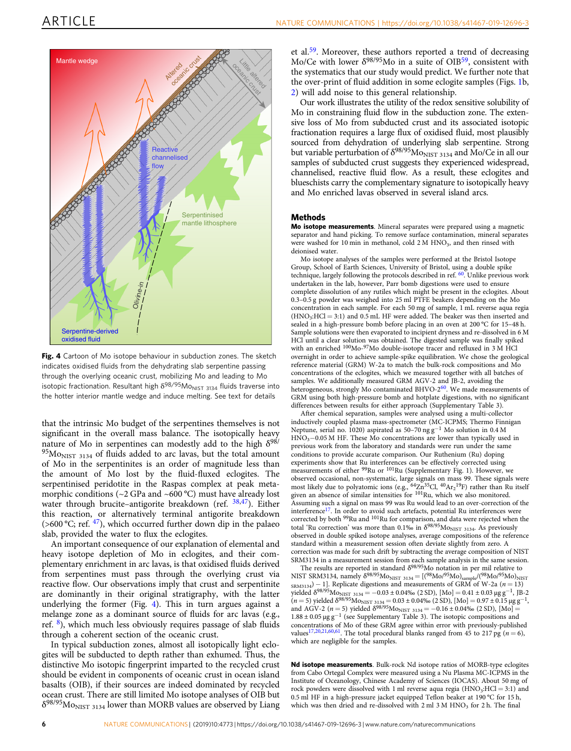**Fig. 4** Cartoon of Mo isotope behaviour in subduction zones. The sketch indicates oxidised fluids from the dehydrating slab serpentine passing through the overlying oceanic crust, mobilizing Mo and leading to Mo isotopic fractionation. Resultant high $\delta^{98/95}Mo_{NIST\ 3134}$ fluids traverse into the hotter interior mantle wedge and induce melting. See text for details

that the intrinsic Mo budget of the serpentines themselves is not significant in the overall mass balance. The isotopically heavy nature of Mo in serpentines can modestly add to the high $\delta^{98/95}Mo_{NIST\ 3134}$ of fluids added to arc lavas, but the total amount of Mo in the serpentinites is an order of magnitude less than the amount of Mo lost by the fluid-fluxed eclogites. The serpentinised peridotite in the Raspas complex at peak metamorphic conditions (~2 GPa and ~600 °C) must have already lost water through brucite–antigorite breakdown (ref. [38,47]). Either this reaction, or alternatively terminal antigorite breakdown (>600 °C; ref. [47]), which occurred further down dip in the palaeo slab, provided the water to flux the eclogites.

An important consequence of our explanation of elemental and heavy isotope depletion of Mo in eclogites, and their complementary enrichment in arc lavas, is that oxidised fluids derived from serpentines must pass through the overlying crust via reactive flow. Our observations imply that crust and serpentinite are dominantly in their original stratigraphy, with the latter underlying the former (Fig. 4). This in turn argues against a melange zone as a dominant source of fluids for arc lavas (e.g., ref. [8]), which much less obviously requires passage of slab fluids through a coherent section of the oceanic crust.

In typical subduction zones, almost all isotopically light eclogites will be subducted to depth rather than exhumed. Thus, the distinctive Mo isotopic fingerprint imparted to the recycled crust should be evident in components of oceanic crust in ocean island basalts (OIB), if their sources are indeed dominated by recycled ocean crust. There are still limited Mo isotope analyses of OIB but $\delta^{98/95}Mo_{NIST\ 3134}$ lower than MORB values are observed by Liang et al.[59]. Moreover, these authors reported a trend of decreasing Mo/Ce with lower $\delta^{98/95}Mo$ in a suite of OIB[59], consistent with the systematics that our study would predict. We further note that the over-print of fluid addition in some eclogite samples (Figs. 1b, 2) will add noise to this general relationship.

Our work illustrates the utility of the redox sensitive solubility of Mo in constraining fluid flow in the subduction zone. The extensive loss of Mo from subducted crust and its associated isotopic fractionation requires a large flux of oxidised fluid, most plausibly sourced from dehydration of underlying slab serpentine. Strong but variable perturbation of $\delta^{98/95}Mo_{NIST\ 3134}$ and Mo/Ce in all our samples of subducted crust suggests they experienced widespread, channelised, reactive fluid flow. As a result, these eclogites and blueschists carry the complementary signature to isotopically heavy and Mo enriched lavas observed in several island arcs.

## Methods

**Mo isotope measurements**. Mineral separates were prepared using a magnetic separator and hand picking. To remove surface contamination, mineral separates were washed for 10 min in methanol, cold 2 M $HNO_3$, and then rinsed with deionised water.

Mo isotope analyses of the samples were performed at the Bristol Isotope Group, School of Earth Sciences, University of Bristol, using a double spike technique, largely following the protocols described in ref. [60]. Unlike previous work undertaken in the lab, however, Parr bomb digestions were used to ensure complete dissolution of any rutiles which might be present in the eclogites. About 0.3–0.5 g powder was weighed into 25 ml PTFE beakers depending on the Mo concentration in each sample. For each 50 mg of sample, 1 mL reverse aqua regia ($HNO_3$:HCl = 3:1) and 0.5 mL HF were added. The beaker was then inserted and sealed in a high-pressure bomb before placing in an oven at 200 °C for 15–48 h. Sample solutions were then evaporated to incipient dryness and re-dissolved in 6 M HCl until a clear solution was obtained. The digested sample was finally spiked with an enriched $^{100}Mo$-$^{97}Mo$ double-isotope tracer and refluxed in 3 M HCl overnight in order to achieve sample-spike equilibration. We chose the geological reference material (GRM) W-2a to match the bulk-rock compositions and Mo concentrations of the eclogites, which we measured together with all batches of samples. We additionally measured GRM AGV-2 and JB-2, avoiding the heterogeneous, strongly Mo contaminated BHVO-2[60]. We made measurements of GRM using both high-pressure bomb and hotplate digestions, with no significant differences between results for either approach (Supplementary Table 3).

After chemical separation, samples were analysed using a multi-collector inductively coupled plasma mass-spectrometer (MC-ICPMS; Thermo Finnigan Neptune, serial no. 1020) aspirated as 50–70 ng $g^{-1}$ Mo solution in 0.4 M $HNO_3$−0.05 M HF. These Mo concentrations are lower than typically used in previous work from the laboratory and standards were run under the same conditions to provide accurate comparison. Our Ruthenium (Ru) doping experiments show that Ru interferences can be effectively corrected using measurements of either $^{99}Ru$ or $^{101}Ru$ (Supplementary Fig. 1). However, we observed occasional, non-systematic, large signals on mass 99. These signals were most likely due to polyatomic ions (e.g., $^{64}Zn^{35}Cl$, $^{40}Ar_2{}^{19}F$) rather than Ru itself given an absence of similar intensities for $^{101}Ru$, which we also monitored. Assuming such a signal on mass 99 was Ru would lead to an over-correction of the interference[17]. In order to avoid such artefacts, potential Ru interferences were corrected by both $^{99}Ru$ and $^{101}Ru$ for comparison, and data were rejected when the total 'Ru correction' was more than 0.1‰ in $\delta^{98/95}Mo_{NIST\ 3134}$. As previously observed in double spiked isotope analyses, average compositions of the reference standard within a measurement session often deviate slightly from zero. A correction was made for such drift by subtracting the average composition of NIST SRM3134 in a measurement session from each sample analysis in the same session.

The results are reported in standard $\delta^{98/95}Mo$ notation in per mil relative to NIST SRM3134, namely $\delta^{98/95}Mo_{NIST\ 3134} = [(^{98}Mo/^{95}Mo)_{sample}/(^{98}Mo/^{95}Mo)_{NIST\ SRM3134}) - 1]$. Replicate digestions and measurements of GRM of W-2a ($n = 13$) yielded $\delta^{98/95}Mo_{NIST\ 3134} = -0.03 \pm 0.04$‰ (2 SD), [Mo] = 0.41 ± 0.03 µg $g^{-1}$, JB-2 ($n = 5$) yielded $\delta^{98/95}Mo_{NIST\ 3134} = 0.03 \pm 0.04$‰ (2 SD), [Mo] = 0.97 ± 0.15 µg $g^{-1}$, and AGV-2 ($n = 5$) yielded $\delta^{98/95}Mo_{NIST\ 3134} = -0.16 \pm 0.04$‰ (2 SD), [Mo] = 1.88 ± 0.05 µg $g^{-1}$ (see Supplementary Table 3). The isotopic compositions and concentrations of Mo of these GRM agree within error with previously-published values[17,20,21,60,61]. The total procedural blanks ranged from 45 to 217 pg ($n = 6$), which are negligible for the samples.

**Nd isotope measurements**. Bulk-rock Nd isotope ratios of MORB-type eclogites from Cabo Ortegal Complex were measured using a Nu Plasma MC-ICPMS in the Institute of Oceanology, Chinese Academy of Sciences (IOCAS). About 50 mg of rock powders were dissolved with 1 ml reverse aqua regia ($HNO_3$:HCl = 3:1) and 0.5 ml HF in a high-pressure jacket equipped Teflon beaker at 190 °C for 15 h, which was then dried and re-dissolved with 2 ml 3 M $HNO_3$ for 2 h. The final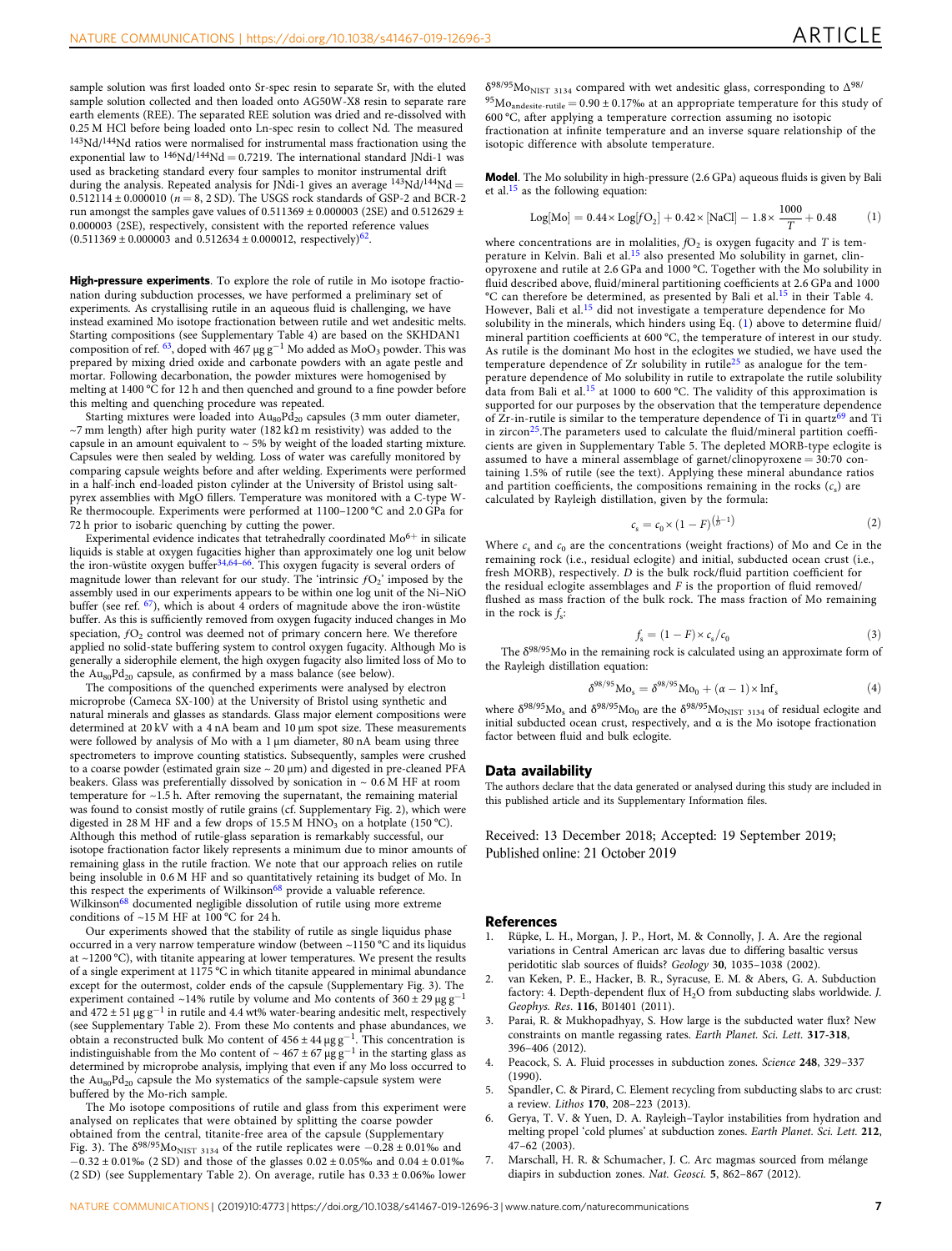sample solution was first loaded onto Sr-spec resin to separate Sr, with the eluted sample solution collected and then loaded onto AG50W-X8 resin to separate rare earth elements (REE). The separated REE solution was dried and re-dissolved with 0.25 M HCl before being loaded onto Ln-spec resin to collect Nd. The measured $^{143}Nd/^{144}Nd$ ratios were normalised for instrumental mass fractionation using the exponential law to $^{146}Nd/^{144}Nd = 0.7219$. The international standard JNdi-1 was used as bracketing standard every four samples to monitor instrumental drift during the analysis. Repeated analysis for JNdi-1 gives an average $^{143}Nd/^{144}Nd = 0.512114 \pm 0.000010$ ($n = 8$, 2 SD). The USGS rock standards of GSP-2 and BCR-2 run amongst the samples gave values of 0.511369 ± 0.000003 (2SE) and 0.512629 ± 0.000003 (2SE), respectively, consistent with the reported reference values (0.511369 ± 0.000003 and 0.512634 ± 0.000012, respectively)[62].

**High-pressure experiments**. To explore the role of rutile in Mo isotope fractionation during subduction processes, we have performed a preliminary set of experiments. As crystallising rutile in an aqueous fluid is challenging, we have instead examined Mo isotope fractionation between rutile and wet andesitic melts. Starting compositions (see Supplementary Table 4) are based on the SKHDAN1 composition of ref. [63], doped with 467 µg g$^{-1}$ Mo added as $MoO_3$ powder. This was prepared by mixing dried oxide and carbonate powders with an agate pestle and mortar. Following decarbonation, the powder mixtures were homogenised by melting at 1400 °C for 12 h and then quenched and ground to a fine powder before this melting and quenching procedure was repeated.

Starting mixtures were loaded into $Au_{80}Pd_{20}$ capsules (3 mm outer diameter, ~7 mm length) after high purity water (182 kΩ m resistivity) was added to the capsule in an amount equivalent to ~ 5% by weight of the loaded starting mixture. Capsules were then sealed by welding. Loss of water was carefully monitored by comparing capsule weights before and after welding. Experiments were performed in a half-inch end-loaded piston cylinder at the University of Bristol using salt-pyrex assemblies with MgO fillers. Temperature was monitored with a C-type W-Re thermocouple. Experiments were performed at 1100–1200 °C and 2.0 GPa for 72 h prior to isobaric quenching by cutting the power.

Experimental evidence indicates that tetrahedrally coordinated $Mo^{6+}$ in silicate liquids is stable at oxygen fugacities higher than approximately one log unit below the iron-wüstite oxygen buffer[34,64–66]. This oxygen fugacity is several orders of magnitude lower than relevant for our study. The 'intrinsic $fO_2$' imposed by the assembly used in our experiments appears to be within one log unit of the Ni–NiO buffer (see ref. [67]), which is about 4 orders of magnitude above the iron-wüstite buffer. As this is sufficiently removed from oxygen fugacity induced changes in Mo speciation, $fO_2$ control was deemed not of primary concern here. We therefore applied no solid-state buffering system to control oxygen fugacity. Although Mo is generally a siderophile element, the high oxygen fugacity also limited loss of Mo to the $Au_{80}Pd_{20}$ capsule, as confirmed by a mass balance (see below).

The compositions of the quenched experiments were analysed by electron microprobe (Cameca SX-100) at the University of Bristol using synthetic and natural minerals and glasses as standards. Glass major element compositions were determined at 20 kV with a 4 nA beam and 10 µm spot size. These measurements were followed by analysis of Mo with a 1 µm diameter, 80 nA beam using three spectrometers to improve counting statistics. Subsequently, samples were crushed to a coarse powder (estimated grain size ~ 20 µm) and digested in pre-cleaned PFA beakers. Glass was preferentially dissolved by sonication in ~ 0.6 M HF at room temperature for ~1.5 h. After removing the supernatant, the remaining material was found to consist mostly of rutile grains (cf. Supplementary Fig. 2), which were digested in 28 M HF and a few drops of 15.5 M $HNO_3$ on a hotplate (150 °C). Although this method of rutile-glass separation is remarkably successful, our isotope fractionation factor likely represents a minimum due to minor amounts of remaining glass in the rutile fraction. We note that our approach relies on rutile being insoluble in 0.6 M HF and so quantitatively retaining its budget of Mo. In this respect the experiments of Wilkinson[68] provide a valuable reference. Wilkinson[68] documented negligible dissolution of rutile using more extreme conditions of ~15 M HF at 100 °C for 24 h.

Our experiments showed that the stability of rutile as single liquidus phase occurred in a very narrow temperature window (between ~1150 °C and its liquidus at ~1200 °C), with titanite appearing at lower temperatures. We present the results of a single experiment at 1175 °C in which titanite appeared in minimal abundance except for the outermost, colder ends of the capsule (Supplementary Fig. 3). The experiment contained ~14% rutile by volume and Mo contents of 360 ± 29 µg g$^{-1}$ and 472 ± 51 µg g$^{-1}$ in rutile and 4.4 wt% water-bearing andesitic melt, respectively (see Supplementary Table 2). From these Mo contents and phase abundances, we obtain a reconstructed bulk Mo content of 456 ± 44 µg g$^{-1}$. This concentration is indistinguishable from the Mo content of ~ 467 ± 67 µg g$^{-1}$ in the starting glass as determined by microprobe analysis, implying that even if any Mo loss occurred to the $Au_{80}Pd_{20}$ capsule the Mo systematics of the sample-capsule system were buffered by the Mo-rich sample.

The Mo isotope compositions of rutile and glass from this experiment were analysed on replicates that were obtained by splitting the coarse powder obtained from the central, titanite-free area of the capsule (Supplementary Fig. 3). The $\delta^{98/95}Mo_{NIST\ 3134}$ of the rutile replicates were −0.28 ± 0.01‰ and −0.32 ± 0.01‰ (2 SD) and those of the glasses 0.02 ± 0.05‰ and 0.04 ± 0.01‰ (2 SD) (see Supplementary Table 2). On average, rutile has 0.33 ± 0.06‰ lower $\delta^{98/95}Mo_{NIST\ 3134}$ compared with wet andesitic glass, corresponding to $\Delta^{98/95}Mo_{andesite\text{-}rutile} = 0.90 \pm 0.17$‰ at an appropriate temperature for this study of 600 °C, after applying a temperature correction assuming no isotopic fractionation at infinite temperature and an inverse square relationship of the isotopic difference with absolute temperature.

**Model**. The Mo solubility in high-pressure (2.6 GPa) aqueous fluids is given by Bali et al.[15] as the following equation:

$$\text{Log[Mo]} = 0.44 \times \text{Log}[fO_2] + 0.42 \times [\text{NaCl}] - 1.8 \times \frac{1000}{T} + 0.48 \quad (1)$$

where concentrations are in molalities, $fO_2$ is oxygen fugacity and $T$ is temperature in Kelvin. Bali et al.[15] also presented Mo solubility in garnet, clinopyroxene and rutile at 2.6 GPa and 1000 °C. Together with the Mo solubility in fluid described above, fluid/mineral partitioning coefficients at 2.6 GPa and 1000 °C can therefore be determined, as presented by Bali et al.[15] in their Table 4. However, Bali et al.[15] did not investigate a temperature dependence for Mo solubility in the minerals, which hinders using Eq. (1) above to determine fluid/mineral partition coefficients at 600 °C, the temperature of interest in our study. As rutile is the dominant Mo host in the eclogites we studied, we have used the temperature dependence of Zr solubility in rutile[25] as analogue for the temperature dependence of Mo solubility in rutile to extrapolate the rutile solubility data from Bali et al.[15] at 1000 to 600 °C. The validity of this approximation is supported for our purposes by the observation that the temperature dependence of Zr-in-rutile is similar to the temperature dependence of Ti in quartz[69] and Ti in zircon[25]. The parameters used to calculate the fluid/mineral partition coefficients are given in Supplementary Table 5. The depleted MORB-type eclogite is assumed to have a mineral assemblage of garnet/clinopyroxene = 30:70 containing 1.5% of rutile (see the text). Applying these mineral abundance ratios and partition coefficients, the compositions remaining in the rocks ($c_s$) are calculated by Rayleigh distillation, given by the formula:

$$c_s = c_0 \times (1 - F)^{\left(\frac{1}{D} - 1\right)} \quad (2)$$

Where $c_s$ and $c_0$ are the concentrations (weight fractions) of Mo and Ce in the remaining rock (i.e., residual eclogite) and initial, subducted ocean crust (i.e., fresh MORB), respectively. $D$ is the bulk rock/fluid partition coefficient for the residual eclogite assemblages and $F$ is the proportion of fluid removed/flushed as mass fraction of the bulk rock. The mass fraction of Mo remaining in the rock is $f_s$:

$$f_s = (1 - F) \times c_s / c_0 \quad (3)$$

The $\delta^{98/95}Mo$ in the remaining rock is calculated using an approximate form of the Rayleigh distillation equation:

$$\delta^{98/95}Mo_s = \delta^{98/95}Mo_0 + (\alpha - 1) \times \ln f_s \quad (4)$$

where $\delta^{98/95}Mo_s$ and $\delta^{98/95}Mo_0$ are the $\delta^{98/95}Mo_{NIST\ 3134}$ of residual eclogite and initial subducted ocean crust, respectively, and α is the Mo isotope fractionation factor between fluid and bulk eclogite.

## Data availability

The authors declare that the data generated or analysed during this study are included in this published article and its Supplementary Information files.

Received: 13 December 2018; Accepted: 19 September 2019;
Published online: 21 October 2019

## References

1. Rüpke, L. H., Morgan, J. P., Hort, M. & Connolly, J. A. Are the regional variations in Central American arc lavas due to differing basaltic versus peridotitic slab sources of fluids? *Geology* **30**, 1035–1038 (2002).
2. van Keken, P. E., Hacker, B. R., Syracuse, E. M. & Abers, G. A. Subduction factory: 4. Depth-dependent flux of $H_2O$ from subducting slabs worldwide. *J. Geophys. Res.* **116**, B01401 (2011).
3. Parai, R. & Mukhopadhyay, S. How large is the subducted water flux? New constraints on mantle regassing rates. *Earth Planet. Sci. Lett.* **317-318**, 396–406 (2012).
4. Peacock, S. A. Fluid processes in subduction zones. *Science* **248**, 329–337 (1990).
5. Spandler, C. & Pirard, C. Element recycling from subducting slabs to arc crust: a review. *Lithos* **170**, 208–223 (2013).
6. Gerya, T. V. & Yuen, D. A. Rayleigh–Taylor instabilities from hydration and melting propel 'cold plumes' at subduction zones. *Earth Planet. Sci. Lett.* **212**, 47–62 (2003).
7. Marschall, H. R. & Schumacher, J. C. Arc magmas sourced from mélange diapirs in subduction zones. *Nat. Geosci.* **5**, 862–867 (2012).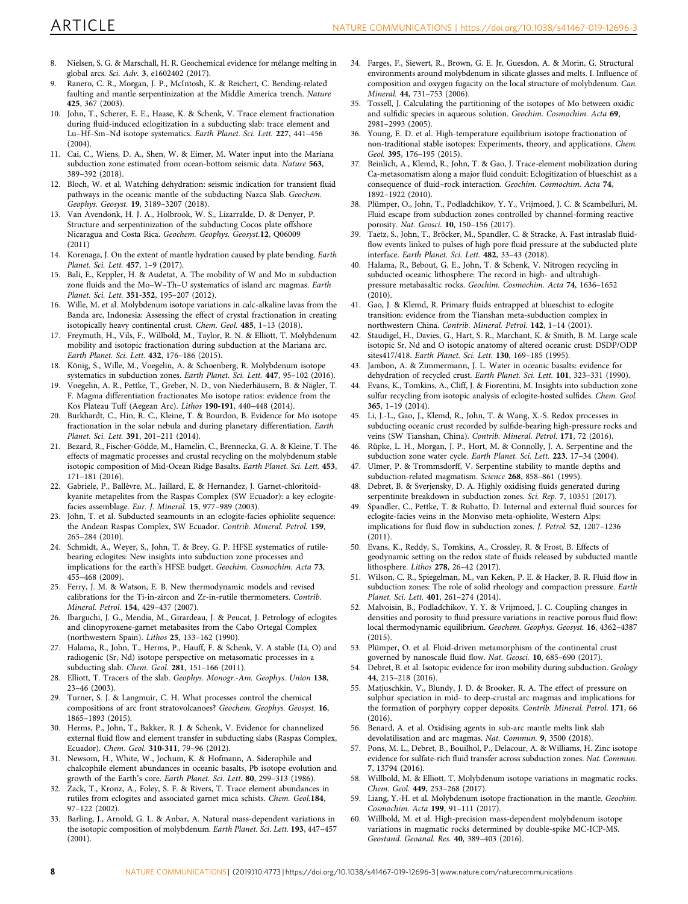8. Nielsen, S. G. & Marschall, H. R. Geochemical evidence for mélange melting in global arcs. *Sci. Adv.* **3**, e1602402 (2017).
9. Ranero, C. R., Morgan, J. P., McIntosh, K. & Reichert, C. Bending-related faulting and mantle serpentinization at the Middle America trench. *Nature* **425**, 367 (2003).
10. John, T., Scherer, E. E., Haase, K. & Schenk, V. Trace element fractionation during fluid-induced eclogitization in a subducting slab: trace element and Lu–Hf–Sm–Nd isotope systematics. *Earth Planet. Sci. Lett.* **227**, 441–456 (2004).
11. Cai, C., Wiens, D. A., Shen, W. & Eimer, M. Water input into the Mariana subduction zone estimated from ocean-bottom seismic data. *Nature* **563**, 389–392 (2018).
12. Bloch, W. et al. Watching dehydration: seismic indication for transient fluid pathways in the oceanic mantle of the subducting Nazca Slab. *Geochem. Geophys. Geosyst.* **19**, 3189–3207 (2018).
13. Van Avendonk, H. J. A., Holbrook, W. S., Lizarralde, D. & Denyer, P. Structure and serpentinization of the subducting Cocos plate offshore Nicaragua and Costa Rica. *Geochem. Geophys. Geosyst.***12**, Q06009 (2011)
14. Korenaga, J. On the extent of mantle hydration caused by plate bending. *Earth Planet. Sci. Lett.* **457**, 1–9 (2017).
15. Bali, E., Keppler, H. & Audetat, A. The mobility of W and Mo in subduction zone fluids and the Mo–W–Th–U systematics of island arc magmas. *Earth Planet. Sci. Lett.* **351-352**, 195–207 (2012).
16. Wille, M. et al. Molybdenum isotope variations in calc-alkaline lavas from the Banda arc, Indonesia: Assessing the effect of crystal fractionation in creating isotopically heavy continental crust. *Chem. Geol.* **485**, 1–13 (2018).
17. Freymuth, H., Vils, F., Willbold, M., Taylor, R. N. & Elliott, T. Molybdenum mobility and isotopic fractionation during subduction at the Mariana arc. *Earth Planet. Sci. Lett.* **432**, 176–186 (2015).
18. König, S., Wille, M., Voegelin, A. & Schoenberg, R. Molybdenum isotope systematics in subduction zones. *Earth Planet. Sci. Lett.* **447**, 95–102 (2016).
19. Voegelin, A. R., Pettke, T., Greber, N. D., von Niederhäusern, B. & Nägler, T. F. Magma differentiation fractionates Mo isotope ratios: evidence from the Kos Plateau Tuff (Aegean Arc). *Lithos* **190-191**, 440–448 (2014).
20. Burkhardt, C., Hin, R. C., Kleine, T. & Bourdon, B. Evidence for Mo isotope fractionation in the solar nebula and during planetary differentiation. *Earth Planet. Sci. Lett.* **391**, 201–211 (2014).
21. Bezard, R., Fischer-Gödde, M., Hamelin, C., Brennecka, G. A. & Kleine, T. The effects of magmatic processes and crustal recycling on the molybdenum stable isotopic composition of Mid-Ocean Ridge Basalts. *Earth Planet. Sci. Lett.* **453**, 171–181 (2016).
22. Gabriele, P., Ballèvre, M., Jaillard, E. & Hernandez, J. Garnet-chloritoid-kyanite metapelites from the Raspas Complex (SW Ecuador): a key eclogite-facies assemblage. *Eur. J. Mineral.* **15**, 977–989 (2003).
23. John, T. et al. Subducted seamounts in an eclogite-facies ophiolite sequence: the Andean Raspas Complex, SW Ecuador. *Contrib. Mineral. Petrol.* **159**, 265–284 (2010).
24. Schmidt, A., Weyer, S., John, T. & Brey, G. P. HFSE systematics of rutile-bearing eclogites: New insights into subduction zone processes and implications for the earth's HFSE budget. *Geochim. Cosmochim. Acta* **73**, 455–468 (2009).
25. Ferry, J. M. & Watson, E. B. New thermodynamic models and revised calibrations for the Ti-in-zircon and Zr-in-rutile thermometers. *Contrib. Mineral. Petrol.* **154**, 429–437 (2007).
26. Ibarguchi, J. G., Mendia, M., Girardeau, J. & Peucat, J. Petrology of eclogites and clinopyroxene-garnet metabasites from the Cabo Ortegal Complex (northwestern Spain). *Lithos* **25**, 133–162 (1990).
27. Halama, R., John, T., Herms, P., Hauff, F. & Schenk, V. A stable (Li, O) and radiogenic (Sr, Nd) isotope perspective on metasomatic processes in a subducting slab. *Chem. Geol.* **281**, 151–166 (2011).
28. Elliott, T. Tracers of the slab. *Geophys. Monogr.-Am. Geophys. Union* **138**, 23–46 (2003).
29. Turner, S. J. & Langmuir, C. H. What processes control the chemical compositions of arc front stratovolcanoes? *Geochem. Geophys. Geosyst.* **16**, 1865–1893 (2015).
30. Herms, P., John, T., Bakker, R. J. & Schenk, V. Evidence for channelized external fluid flow and element transfer in subducting slabs (Raspas Complex, Ecuador). *Chem. Geol.* **310-311**, 79–96 (2012).
31. Newsom, H., White, W., Jochum, K. & Hofmann, A. Siderophile and chalcophile element abundances in oceanic basalts, Pb isotope evolution and growth of the Earth's core. *Earth Planet. Sci. Lett.* **80**, 299–313 (1986).
32. Zack, T., Kronz, A., Foley, S. F. & Rivers, T. Trace element abundances in rutiles from eclogites and associated garnet mica schists. *Chem. Geol.***184**, 97–122 (2002).
33. Barling, J., Arnold, G. L. & Anbar, A. Natural mass-dependent variations in the isotopic composition of molybdenum. *Earth Planet. Sci. Lett.* **193**, 447–457 (2001).
34. Farges, F., Siewert, R., Brown, G. E. Jr, Guesdon, A. & Morin, G. Structural environments around molybdenum in silicate glasses and melts. I. Influence of composition and oxygen fugacity on the local structure of molybdenum. *Can. Mineral.* **44**, 731–753 (2006).
35. Tossell, J. Calculating the partitioning of the isotopes of Mo between oxidic and sulfidic species in aqueous solution. *Geochim. Cosmochim. Acta* **69**, 2981–2993 (2005).
36. Young, E. D. et al. High-temperature equilibrium isotope fractionation of non-traditional stable isotopes: Experiments, theory, and applications. *Chem. Geol.* **395**, 176–195 (2015).
37. Beinlich, A., Klemd, R., John, T. & Gao, J. Trace-element mobilization during Ca-metasomatism along a major fluid conduit: Eclogitization of blueschist as a consequence of fluid–rock interaction. *Geochim. Cosmochim. Acta* **74**, 1892–1922 (2010).
38. Plümper, O., John, T., Podladchikov, Y. Y., Vrijmoed, J. C. & Scambelluri, M. Fluid escape from subduction zones controlled by channel-forming reactive porosity. *Nat. Geosci.* **10**, 150–156 (2017).
39. Taetz, S., John, T., Bröcker, M., Spandler, C. & Stracke, A. Fast intraslab fluid-flow events linked to pulses of high pore fluid pressure at the subducted plate interface. *Earth Planet. Sci. Lett.* **482**, 33–43 (2018).
40. Halama, R., Bebout, G. E., John, T. & Schenk, V. Nitrogen recycling in subducted oceanic lithosphere: The record in high- and ultrahigh-pressure metabasaltic rocks. *Geochim. Cosmochim. Acta* **74**, 1636–1652 (2010).
41. Gao, J. & Klemd, R. Primary fluids entrapped at blueschist to eclogite transition: evidence from the Tianshan meta-subduction complex in northwestern China. *Contrib. Mineral. Petrol.* **142**, 1–14 (2001).
42. Staudigel, H., Davies, G., Hart, S. R., Marchant, K. & Smith, B. M. Large scale isotopic Sr, Nd and O isotopic anatomy of altered oceanic crust: DSDP/ODP sites417/418. *Earth Planet. Sci. Lett.* **130**, 169–185 (1995).
43. Jambon, A. & Zimmermann, J. L. Water in oceanic basalts: evidence for dehydration of recycled crust. *Earth Planet. Sci. Lett.* **101**, 323–331 (1990).
44. Evans, K., Tomkins, A., Cliff, J. & Fiorentini, M. Insights into subduction zone sulfur recycling from isotopic analysis of eclogite-hosted sulfides. *Chem. Geol.* **365**, 1–19 (2014).
45. Li, J.-L., Gao, J., Klemd, R., John, T. & Wang, X.-S. Redox processes in subducting oceanic crust recorded by sulfide-bearing high-pressure rocks and veins (SW Tianshan, China). *Contrib. Mineral. Petrol.* **171**, 72 (2016).
46. Rüpke, L. H., Morgan, J. P., Hort, M. & Connolly, J. A. Serpentine and the subduction zone water cycle. *Earth Planet. Sci. Lett.* **223**, 17–34 (2004).
47. Ulmer, P. & Trommsdorff, V. Serpentine stability to mantle depths and subduction-related magmatism. *Science* **268**, 858–861 (1995).
48. Debret, B. & Sverjensky, D. A. Highly oxidising fluids generated during serpentinite breakdown in subduction zones. *Sci. Rep.* **7**, 10351 (2017).
49. Spandler, C., Pettke, T. & Rubatto, D. Internal and external fluid sources for eclogite-facies veins in the Monviso meta-ophiolite, Western Alps: implications for fluid flow in subduction zones. *J. Petrol.* **52**, 1207–1236 (2011).
50. Evans, K., Reddy, S., Tomkins, A., Crossley, R. & Frost, B. Effects of geodynamic setting on the redox state of fluids released by subducted mantle lithosphere. *Lithos* **278**, 26–42 (2017).
51. Wilson, C. R., Spiegelman, M., van Keken, P. E. & Hacker, B. R. Fluid flow in subduction zones: The role of solid rheology and compaction pressure. *Earth Planet. Sci. Lett.* **401**, 261–274 (2014).
52. Malvoisin, B., Podladchikov, Y. Y. & Vrijmoed, J. C. Coupling changes in densities and porosity to fluid pressure variations in reactive porous fluid flow: local thermodynamic equilibrium. *Geochem. Geophys. Geosyst.* **16**, 4362–4387 (2015).
53. Plümper, O. et al. Fluid-driven metamorphism of the continental crust governed by nanoscale fluid flow. *Nat. Geosci.* **10**, 685–690 (2017).
54. Debret, B. et al. Isotopic evidence for iron mobility during subduction. *Geology* **44**, 215–218 (2016).
55. Matjuschkin, V., Blundy, J. D. & Brooker, R. A. The effect of pressure on sulphur speciation in mid- to deep-crustal arc magmas and implications for the formation of porphyry copper deposits. *Contrib. Mineral. Petrol.* **171**, 66 (2016).
56. Benard, A. et al. Oxidising agents in sub-arc mantle melts link slab devolatilisation and arc magmas. *Nat. Commun.* **9**, 3500 (2018).
57. Pons, M. L., Debret, B., Bouilhol, P., Delacour, A. & Williams, H. Zinc isotope evidence for sulfate-rich fluid transfer across subduction zones. *Nat. Commun.* **7**, 13794 (2016).
58. Willbold, M. & Elliott, T. Molybdenum isotope variations in magmatic rocks. *Chem. Geol.* **449**, 253–268 (2017).
59. Liang, Y.-H. et al. Molybdenum isotope fractionation in the mantle. *Geochim. Cosmochim. Acta* **199**, 91–111 (2017).
60. Willbold, M. et al. High-precision mass-dependent molybdenum isotope variations in magmatic rocks determined by double-spike MC-ICP-MS. *Geostand. Geoanal. Res.* **40**, 389–403 (2016).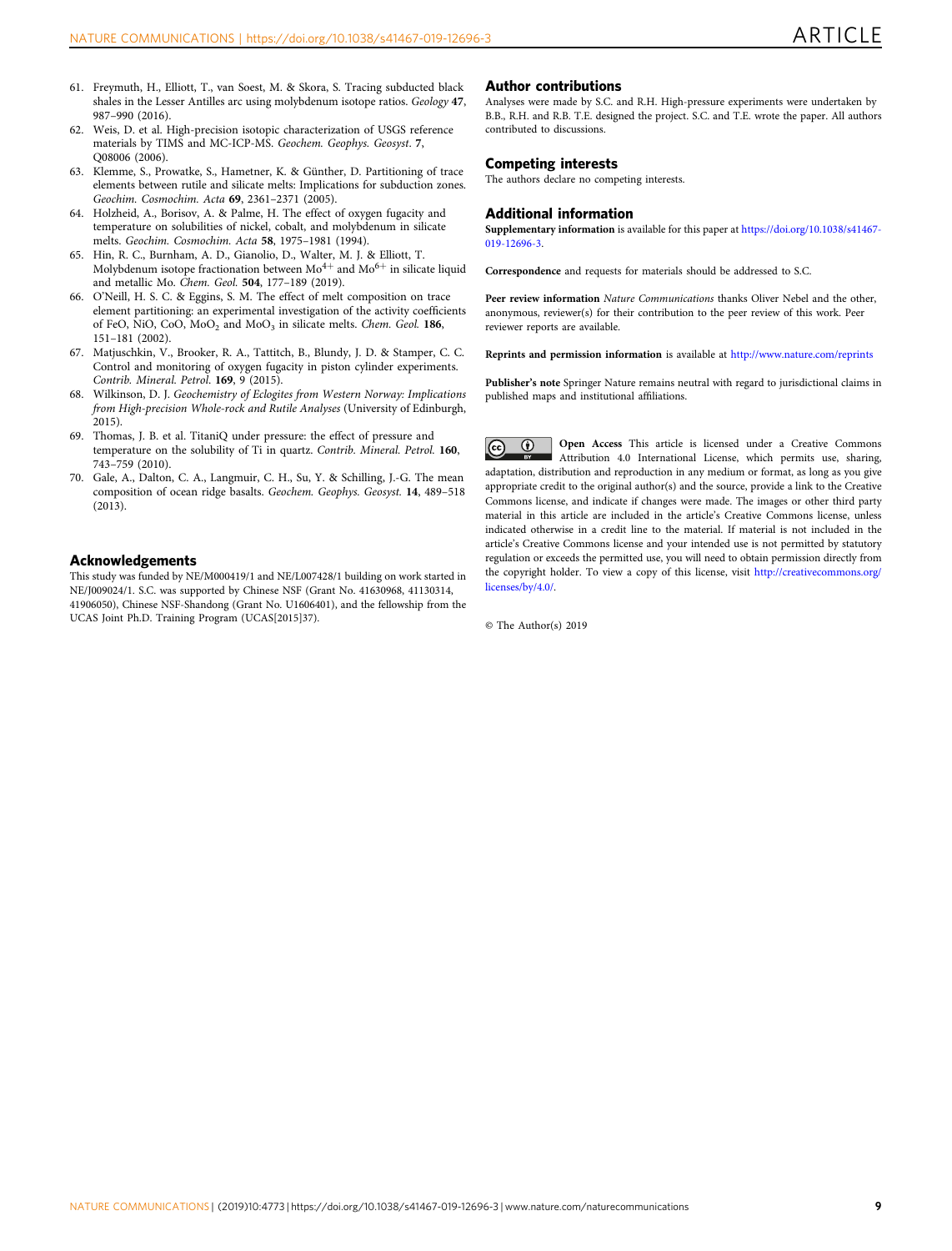61. Freymuth, H., Elliott, T., van Soest, M. & Skora, S. Tracing subducted black shales in the Lesser Antilles arc using molybdenum isotope ratios. *Geology* **47**, 987–990 (2016).
62. Weis, D. et al. High-precision isotopic characterization of USGS reference materials by TIMS and MC-ICP-MS. *Geochem. Geophys. Geosyst*. **7**, Q08006 (2006).
63. Klemme, S., Prowatke, S., Hametner, K. & Günther, D. Partitioning of trace elements between rutile and silicate melts: Implications for subduction zones. *Geochim. Cosmochim. Acta* **69**, 2361–2371 (2005).
64. Holzheid, A., Borisov, A. & Palme, H. The effect of oxygen fugacity and temperature on solubilities of nickel, cobalt, and molybdenum in silicate melts. *Geochim. Cosmochim. Acta* **58**, 1975–1981 (1994).
65. Hin, R. C., Burnham, A. D., Gianolio, D., Walter, M. J. & Elliott, T. Molybdenum isotope fractionation between $Mo^{4+}$ and $Mo^{6+}$ in silicate liquid and metallic Mo. *Chem. Geol.* **504**, 177–189 (2019).
66. O'Neill, H. S. C. & Eggins, S. M. The effect of melt composition on trace element partitioning: an experimental investigation of the activity coefficients of FeO, NiO, CoO, $MoO_2$ and $MoO_3$ in silicate melts. *Chem. Geol.* **186**, 151–181 (2002).
67. Matjuschkin, V., Brooker, R. A., Tattitch, B., Blundy, J. D. & Stamper, C. C. Control and monitoring of oxygen fugacity in piston cylinder experiments. *Contrib. Mineral. Petrol.* **169**, 9 (2015).
68. Wilkinson, D. J. *Geochemistry of Eclogites from Western Norway: Implications from High-precision Whole-rock and Rutile Analyses* (University of Edinburgh, 2015).
69. Thomas, J. B. et al. TitaniQ under pressure: the effect of pressure and temperature on the solubility of Ti in quartz. *Contrib. Mineral. Petrol.* **160**, 743–759 (2010).
70. Gale, A., Dalton, C. A., Langmuir, C. H., Su, Y. & Schilling, J.-G. The mean composition of ocean ridge basalts. *Geochem. Geophys. Geosyst.* **14**, 489–518 (2013).

## Acknowledgements

This study was funded by NE/M000419/1 and NE/L007428/1 building on work started in NE/J009024/1. S.C. was supported by Chinese NSF (Grant No. 41630968, 41130314, 41906050), Chinese NSF-Shandong (Grant No. U1606401), and the fellowship from the UCAS Joint Ph.D. Training Program (UCAS[2015]37).

## Author contributions

Analyses were made by S.C. and R.H. High-pressure experiments were undertaken by B.B., R.H. and R.B. T.E. designed the project. S.C. and T.E. wrote the paper. All authors contributed to discussions.

## Competing interests

The authors declare no competing interests.

## Additional information

**Supplementary information** is available for this paper at https://doi.org/10.1038/s41467-019-12696-3.

**Correspondence** and requests for materials should be addressed to S.C.

**Peer review information** *Nature Communications* thanks Oliver Nebel and the other, anonymous, reviewer(s) for their contribution to the peer review of this work. Peer reviewer reports are available.

**Reprints and permission information** is available at http://www.nature.com/reprints

**Publisher's note** Springer Nature remains neutral with regard to jurisdictional claims in published maps and institutional affiliations.

**Open Access** This article is licensed under a Creative Commons Attribution 4.0 International License, which permits use, sharing, adaptation, distribution and reproduction in any medium or format, as long as you give appropriate credit to the original author(s) and the source, provide a link to the Creative Commons license, and indicate if changes were made. The images or other third party material in this article are included in the article's Creative Commons license, unless indicated otherwise in a credit line to the material. If material is not included in the article's Creative Commons license and your intended use is not permitted by statutory regulation or exceeds the permitted use, you will need to obtain permission directly from the copyright holder. To view a copy of this license, visit http://creativecommons.org/licenses/by/4.0/.

© The Author(s) 2019